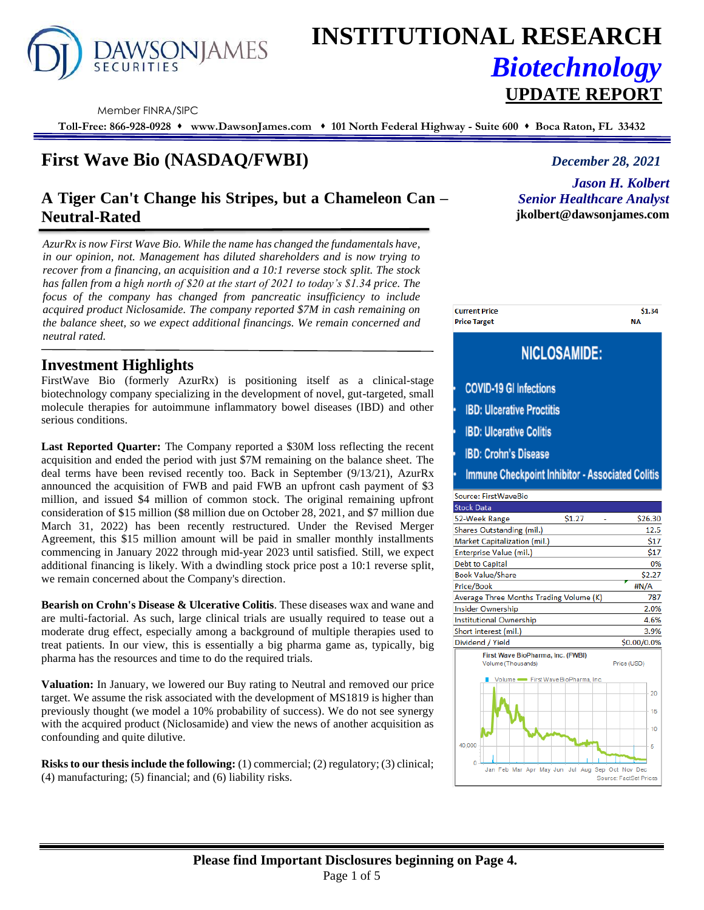# INSTITUTIONAL RESEARCH

## *Biotechnology*

## UPDATE REPORT

DAWSONJAMES SECURITIES

Member FINRA/SIPC

**Toll-Free: 866-928-0928 ♦ www.DawsonJames.com ♦ 101 North Federal Highway - Suite 600 ♦ Boca Raton, FL 33432**

# First Wave Bio (NASDAQ/FWBI)

*December 28, 2021*

*Jason H. Kolbert*
*Senior Healthcare Analyst*
**jkolbert@dawsonjames.com**

## A Tiger Can't Change his Stripes, but a Chameleon Can – Neutral-Rated

*AzurRx is now First Wave Bio. While the name has changed the fundamentals have, in our opinion, not. Management has diluted shareholders and is now trying to recover from a financing, an acquisition and a 10:1 reverse stock split. The stock has fallen from a high north of $20 at the start of 2021 to today's $1.34 price. The focus of the company has changed from pancreatic insufficiency to include acquired product Niclosamide. The company reported $7M in cash remaining on the balance sheet, so we expect additional financings. We remain concerned and neutral rated.*

## Investment Highlights

FirstWave Bio (formerly AzurRx) is positioning itself as a clinical-stage biotechnology company specializing in the development of novel, gut-targeted, small molecule therapies for autoimmune inflammatory bowel diseases (IBD) and other serious conditions.

**Last Reported Quarter:** The Company reported a $30M loss reflecting the recent acquisition and ended the period with just $7M remaining on the balance sheet. The deal terms have been revised recently too. Back in September (9/13/21), AzurRx announced the acquisition of FWB and paid FWB an upfront cash payment of $3 million, and issued $4 million of common stock. The original remaining upfront consideration of $15 million ($8 million due on October 28, 2021, and $7 million due March 31, 2022) has been recently restructured. Under the Revised Merger Agreement, this $15 million amount will be paid in smaller monthly installments commencing in January 2022 through mid-year 2023 until satisfied. Still, we expect additional financing is likely. With a dwindling stock price post a 10:1 reverse split, we remain concerned about the Company's direction.

**Bearish on Crohn's Disease & Ulcerative Colitis**. These diseases wax and wane and are multi-factorial. As such, large clinical trials are usually required to tease out a moderate drug effect, especially among a background of multiple therapies used to treat patients. In our view, this is essentially a big pharma game as, typically, big pharma has the resources and time to do the required trials.

**Valuation:** In January, we lowered our Buy rating to Neutral and removed our price target. We assume the risk associated with the development of MS1819 is higher than previously thought (we model a 10% probability of success). We do not see synergy with the acquired product (Niclosamide) and view the news of another acquisition as confounding and quite dilutive.

**Risks to our thesis include the following:** (1) commercial; (2) regulatory; (3) clinical; (4) manufacturing; (5) financial; and (6) liability risks.

| | |
|---|---|
| **Current Price** | **$1.34** |
| **Price Target** | **NA** |

**NICLOSAMIDE:**

- COVID-19 GI Infections
- IBD: Ulcerative Proctitis
- IBD: Ulcerative Colitis
- IBD: Crohn's Disease
- Immune Checkpoint Inhibitor - Associated Colitis

Source: FirstWaveBio

| Stock Data | | | |
|---|---|---|---|
| 52-Week Range | $1.27 | - | $26.30 |
| Shares Outstanding (mil.) | | | 12.5 |
| Market Capitalization (mil.) | | | $17 |
| Enterprise Value (mil.) | | | $17 |
| Debt to Capital | | | 0% |
| Book Value/Share | | | $2.27 |
| Price/Book | | | #N/A |
| Average Three Months Trading Volume (K) | | | 787 |
| Insider Ownership | | | 2.0% |
| Institutional Ownership | | | 4.6% |
| Short interest (mil.) | | | 3.9% |
| Dividend / Yield | | | $0.00/0.0% |

First Wave BioPharma, Inc. (FWBI)
Volume (Thousands) Price (USD)
Source: FactSet Prices

**Please find Important Disclosures beginning on Page 4.**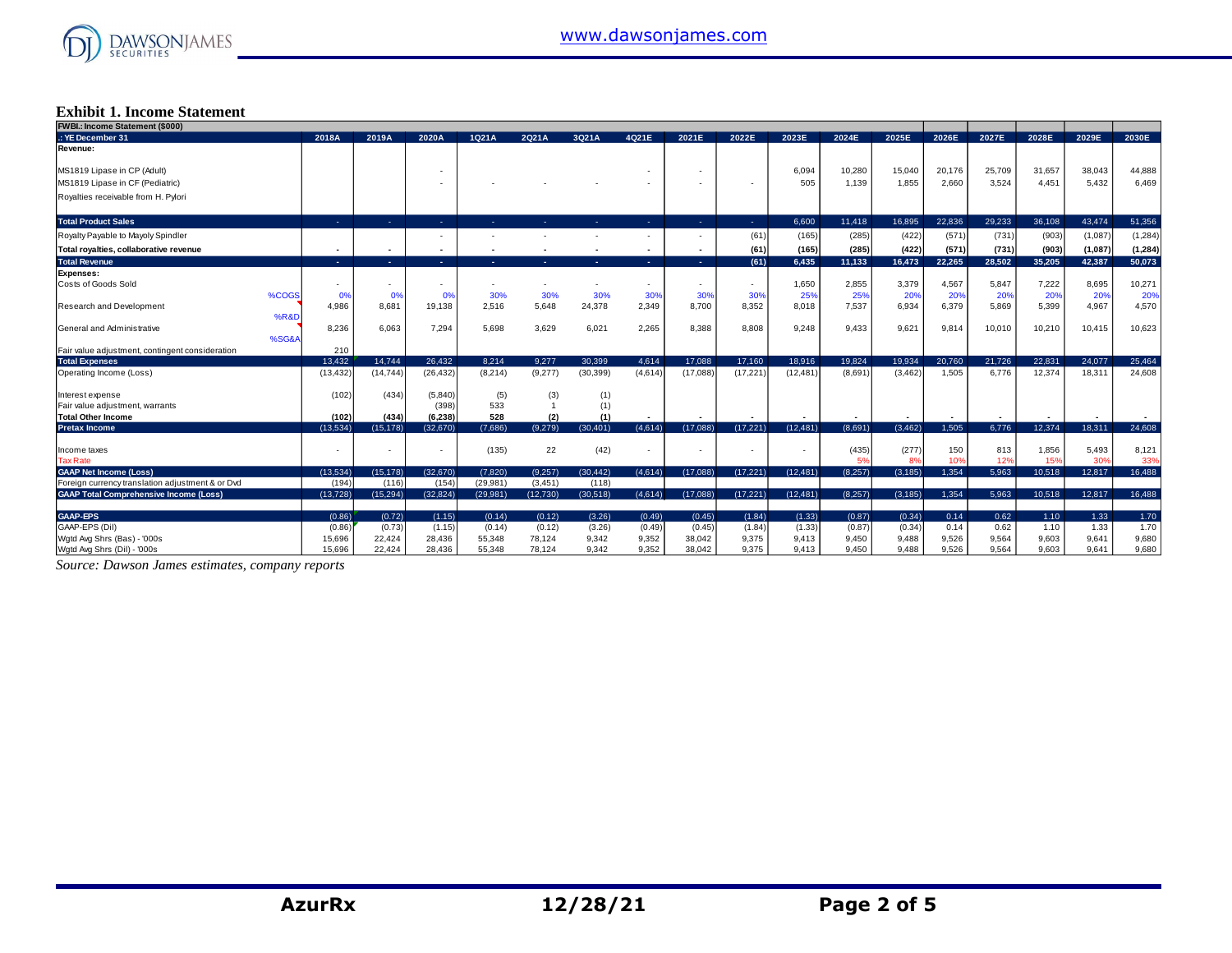## Exhibit 1. Income Statement

| FWBI.: Income Statement ($000) | | | | | | | | | | | | | | | | | | |
|---|---|---|---|---|---|---|---|---|---|---|---|---|---|---|---|---|---|---|
| .: YE December 31 | 2018A | 2019A | 2020A | 1Q21A | 2Q21A | 3Q21A | 4Q21E | 2021E | 2022E | 2023E | 2024E | 2025E | 2026E | 2027E | 2028E | 2029E | 2030E |
| **Revenue:** | | | | | | | | | | | | | | | | | |
| MS1819 Lipase in CP (Adult) | | | - | | | | - | - | | 6,094 | 10,280 | 15,040 | 20,176 | 25,709 | 31,657 | 38,043 | 44,888 |
| MS1819 Lipase in CF (Pediatric) | | | - | - | - | - | - | - | - | 505 | 1,139 | 1,855 | 2,660 | 3,524 | 4,451 | 5,432 | 6,469 |
| Royalties receivable from H. Pylori | | | | | | | | | | | | | | | | | |
| **Total Product Sales** | - | - | - | - | - | - | - | - | - | 6,600 | 11,418 | 16,895 | 22,836 | 29,233 | 36,108 | 43,474 | 51,356 |
| Royalty Payable to Mayoly Spindler | | | - | - | - | - | - | - | (61) | (165) | (285) | (422) | (571) | (731) | (903) | (1,087) | (1,284) |
| **Total royalties, collaborative revenue** | - | - | - | - | - | - | - | - | (61) | (165) | (285) | (422) | (571) | (731) | (903) | (1,087) | (1,284) |
| **Total Revenue** | - | - | - | - | - | - | - | - | (61) | 6,435 | 11,133 | 16,473 | 22,265 | 28,502 | 35,205 | 42,387 | 50,073 |
| **Expenses:** | | | | | | | | | | | | | | | | | |
| Costs of Goods Sold | - | - | - | - | - | - | - | - | - | 1,650 | 2,855 | 3,379 | 4,567 | 5,847 | 7,222 | 8,695 | 10,271 |
| %COGS | 0% | 0% | 0% | 30% | 30% | 30% | 30% | 30% | 30% | 25% | 25% | 20% | 20% | 20% | 20% | 20% | 20% |
| Research and Development | 4,986 | 8,681 | 19,138 | 2,516 | 5,648 | 24,378 | 2,349 | 8,700 | 8,352 | 8,018 | 7,537 | 6,934 | 6,379 | 5,869 | 5,399 | 4,967 | 4,570 |
| %R&D | | | | | | | | | | | | | | | | | |
| General and Administrative | 8,236 | 6,063 | 7,294 | 5,698 | 3,629 | 6,021 | 2,265 | 8,388 | 8,808 | 9,248 | 9,433 | 9,621 | 9,814 | 10,010 | 10,210 | 10,415 | 10,623 |
| %SG&A | | | | | | | | | | | | | | | | | |
| Fair value adjustment, contingent consideration | 210 | | | | | | | | | | | | | | | | |
| **Total Expenses** | 13,432 | 14,744 | 26,432 | 8,214 | 9,277 | 30,399 | 4,614 | 17,088 | 17,160 | 18,916 | 19,824 | 19,934 | 20,760 | 21,726 | 22,831 | 24,077 | 25,464 |
| Operating Income (Loss) | (13,432) | (14,744) | (26,432) | (8,214) | (9,277) | (30,399) | (4,614) | (17,088) | (17,221) | (12,481) | (8,691) | (3,462) | 1,505 | 6,776 | 12,374 | 18,311 | 24,608 |
| Interest expense | (102) | (434) | (5,840) | (5) | (3) | (1) | | | | | | | | | | | |
| Fair value adjustment, warrants | | | (398) | 533 | 1 | (1) | | | | | | | | | | | |
| **Total Other Income** | (102) | (434) | (6,238) | 528 | (2) | (1) | - | - | - | - | - | - | - | - | - | - | - |
| **Pretax Income** | (13,534) | (15,178) | (32,670) | (7,686) | (9,279) | (30,401) | (4,614) | (17,088) | (17,221) | (12,481) | (8,691) | (3,462) | 1,505 | 6,776 | 12,374 | 18,311 | 24,608 |
| Income taxes | - | - | - | (135) | 22 | (42) | - | - | - | - | (435) | (277) | 150 | 813 | 1,856 | 5,493 | 8,121 |
| Tax Rate | | | | | | | | | | | 5% | 8% | 10% | 12% | 15% | 30% | 33% |
| **GAAP Net Income (Loss)** | (13,534) | (15,178) | (32,670) | (7,820) | (9,257) | (30,442) | (4,614) | (17,088) | (17,221) | (12,481) | (8,257) | (3,185) | 1,354 | 5,963 | 10,518 | 12,817 | 16,488 |
| Foreign currency translation adjustment & or Dvd | (194) | (116) | (154) | (29,981) | (3,451) | (118) | | | | | | | | | | | |
| **GAAP Total Comprehensive Income (Loss)** | (13,728) | (15,294) | (32,824) | (29,981) | (12,730) | (30,518) | (4,614) | (17,088) | (17,221) | (12,481) | (8,257) | (3,185) | 1,354 | 5,963 | 10,518 | 12,817 | 16,488 |
| **GAAP-EPS** | (0.86) | (0.72) | (1.15) | (0.14) | (0.12) | (3.26) | (0.49) | (0.45) | (1.84) | (1.33) | (0.87) | (0.34) | 0.14 | 0.62 | 1.10 | 1.33 | 1.70 |
| GAAP-EPS (Dil) | (0.86) | (0.73) | (1.15) | (0.14) | (0.12) | (3.26) | (0.49) | (0.45) | (1.84) | (1.33) | (0.87) | (0.34) | 0.14 | 0.62 | 1.10 | 1.33 | 1.70 |
| Wgtd Avg Shrs (Bas) - '000s | 15,696 | 22,424 | 28,436 | 55,348 | 78,124 | 9,342 | 9,352 | 38,042 | 9,375 | 9,413 | 9,450 | 9,488 | 9,526 | 9,564 | 9,603 | 9,641 | 9,680 |
| Wgtd Avg Shrs (Dil) - '000s | 15,696 | 22,424 | 28,436 | 55,348 | 78,124 | 9,342 | 9,352 | 38,042 | 9,375 | 9,413 | 9,450 | 9,488 | 9,526 | 9,564 | 9,603 | 9,641 | 9,680 |

*Source: Dawson James estimates, company reports*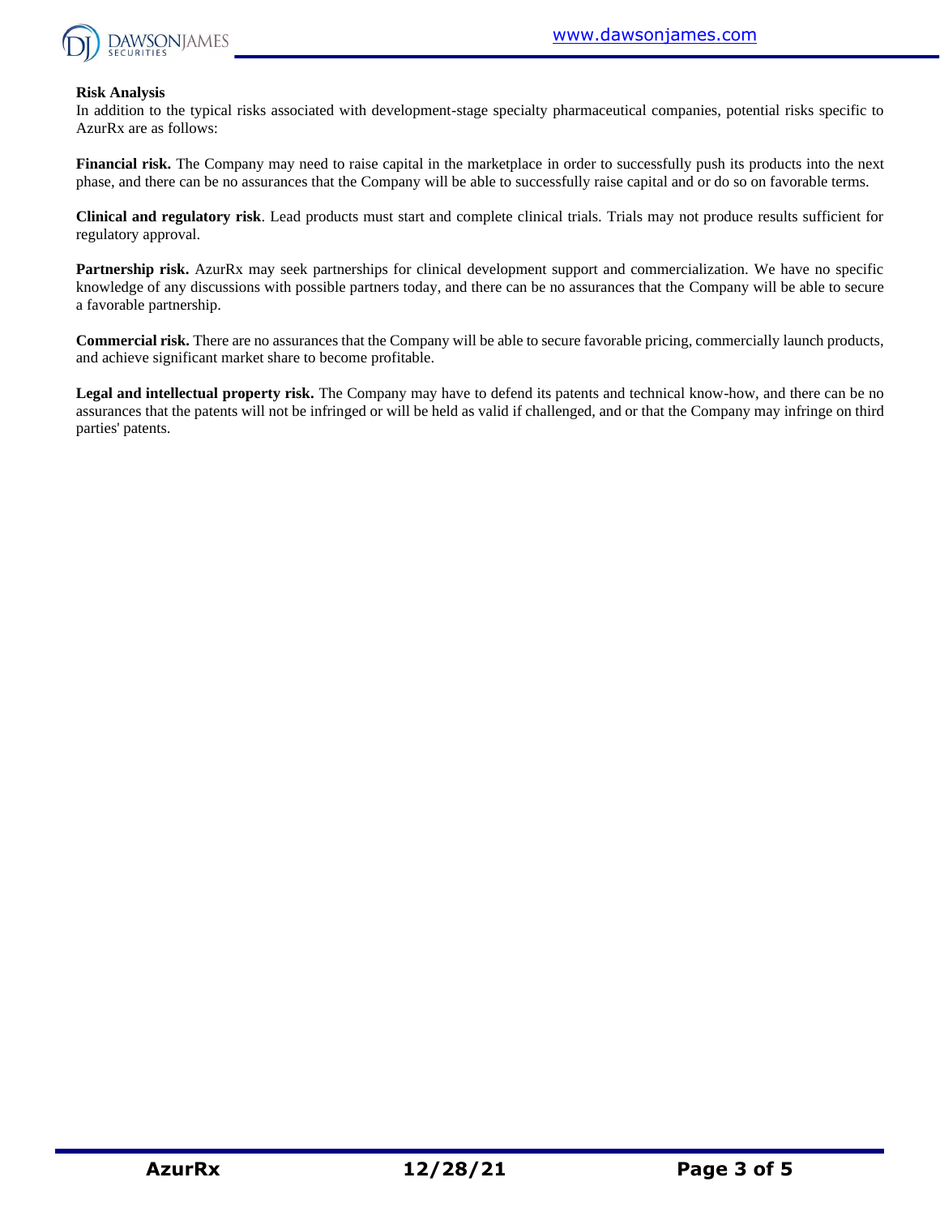**Risk Analysis**

In addition to the typical risks associated with development-stage specialty pharmaceutical companies, potential risks specific to AzurRx are as follows:

**Financial risk.** The Company may need to raise capital in the marketplace in order to successfully push its products into the next phase, and there can be no assurances that the Company will be able to successfully raise capital and or do so on favorable terms.

**Clinical and regulatory risk**. Lead products must start and complete clinical trials. Trials may not produce results sufficient for regulatory approval.

**Partnership risk.** AzurRx may seek partnerships for clinical development support and commercialization. We have no specific knowledge of any discussions with possible partners today, and there can be no assurances that the Company will be able to secure a favorable partnership.

**Commercial risk.** There are no assurances that the Company will be able to secure favorable pricing, commercially launch products, and achieve significant market share to become profitable.

**Legal and intellectual property risk.** The Company may have to defend its patents and technical know-how, and there can be no assurances that the patents will not be infringed or will be held as valid if challenged, and or that the Company may infringe on third parties' patents.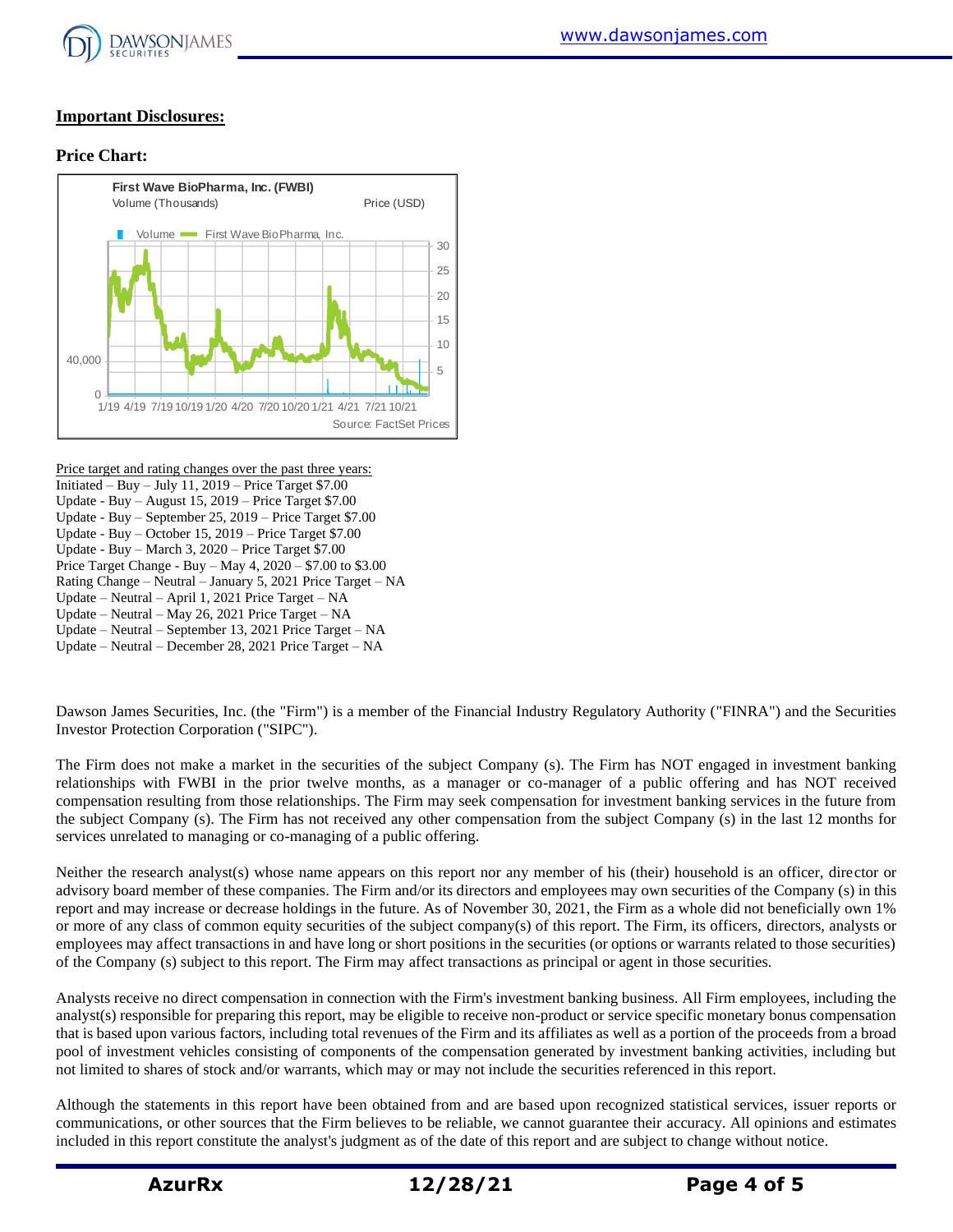## Important Disclosures:

### Price Chart:

Price target and rating changes over the past three years:

Initiated – Buy – July 11, 2019 – Price Target $7.00
Update - Buy – August 15, 2019 – Price Target $7.00
Update - Buy – September 25, 2019 – Price Target $7.00
Update - Buy – October 15, 2019 – Price Target $7.00
Update - Buy – March 3, 2020 – Price Target $7.00
Price Target Change - Buy – May 4, 2020 – $7.00 to $3.00
Rating Change – Neutral – January 5, 2021 Price Target – NA
Update – Neutral – April 1, 2021 Price Target – NA
Update – Neutral – May 26, 2021 Price Target – NA
Update – Neutral – September 13, 2021 Price Target – NA
Update – Neutral – December 28, 2021 Price Target – NA

Dawson James Securities, Inc. (the "Firm") is a member of the Financial Industry Regulatory Authority ("FINRA") and the Securities Investor Protection Corporation ("SIPC").

The Firm does not make a market in the securities of the subject Company (s). The Firm has NOT engaged in investment banking relationships with FWBI in the prior twelve months, as a manager or co-manager of a public offering and has NOT received compensation resulting from those relationships. The Firm may seek compensation for investment banking services in the future from the subject Company (s). The Firm has not received any other compensation from the subject Company (s) in the last 12 months for services unrelated to managing or co-managing of a public offering.

Neither the research analyst(s) whose name appears on this report nor any member of his (their) household is an officer, director or advisory board member of these companies. The Firm and/or its directors and employees may own securities of the Company (s) in this report and may increase or decrease holdings in the future. As of November 30, 2021, the Firm as a whole did not beneficially own 1% or more of any class of common equity securities of the subject company(s) of this report. The Firm, its officers, directors, analysts or employees may affect transactions in and have long or short positions in the securities (or options or warrants related to those securities) of the Company (s) subject to this report. The Firm may affect transactions as principal or agent in those securities.

Analysts receive no direct compensation in connection with the Firm's investment banking business. All Firm employees, including the analyst(s) responsible for preparing this report, may be eligible to receive non-product or service specific monetary bonus compensation that is based upon various factors, including total revenues of the Firm and its affiliates as well as a portion of the proceeds from a broad pool of investment vehicles consisting of components of the compensation generated by investment banking activities, including but not limited to shares of stock and/or warrants, which may or may not include the securities referenced in this report.

Although the statements in this report have been obtained from and are based upon recognized statistical services, issuer reports or communications, or other sources that the Firm believes to be reliable, we cannot guarantee their accuracy. All opinions and estimates included in this report constitute the analyst's judgment as of the date of this report and are subject to change without notice.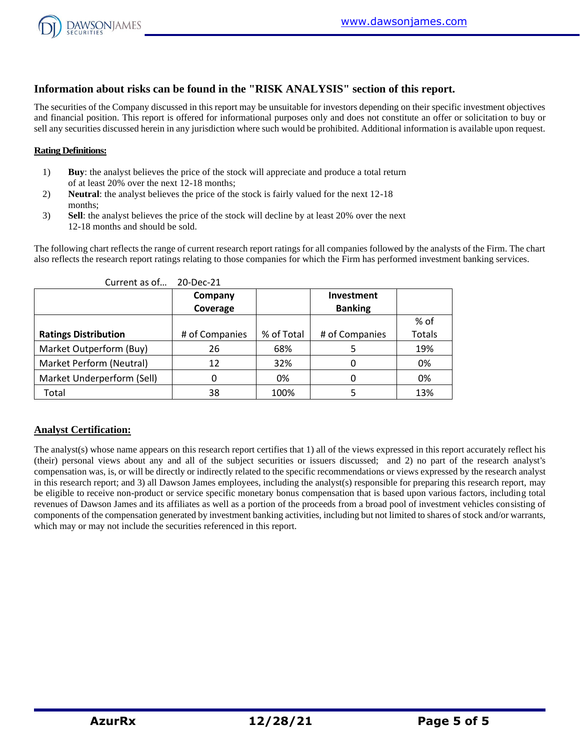## Information about risks can be found in the "RISK ANALYSIS" section of this report.

The securities of the Company discussed in this report may be unsuitable for investors depending on their specific investment objectives and financial position. This report is offered for informational purposes only and does not constitute an offer or solicitation to buy or sell any securities discussed herein in any jurisdiction where such would be prohibited. Additional information is available upon request.

**Rating Definitions:**

1) **Buy**: the analyst believes the price of the stock will appreciate and produce a total return of at least 20% over the next 12-18 months;
2) **Neutral**: the analyst believes the price of the stock is fairly valued for the next 12-18 months;
3) **Sell**: the analyst believes the price of the stock will decline by at least 20% over the next 12-18 months and should be sold.

The following chart reflects the range of current research report ratings for all companies followed by the analysts of the Firm. The chart also reflects the research report ratings relating to those companies for which the Firm has performed investment banking services.

Current as of... 20-Dec-21

| | Company Coverage | | Investment Banking | |
|---|---|---|---|---|
| **Ratings Distribution** | # of Companies | % of Total | # of Companies | % of Totals |
| Market Outperform (Buy) | 26 | 68% | 5 | 19% |
| Market Perform (Neutral) | 12 | 32% | 0 | 0% |
| Market Underperform (Sell) | 0 | 0% | 0 | 0% |
| Total | 38 | 100% | 5 | 13% |

**Analyst Certification:**

The analyst(s) whose name appears on this research report certifies that 1) all of the views expressed in this report accurately reflect his (their) personal views about any and all of the subject securities or issuers discussed; and 2) no part of the research analyst's compensation was, is, or will be directly or indirectly related to the specific recommendations or views expressed by the research analyst in this research report; and 3) all Dawson James employees, including the analyst(s) responsible for preparing this research report, may be eligible to receive non-product or service specific monetary bonus compensation that is based upon various factors, including total revenues of Dawson James and its affiliates as well as a portion of the proceeds from a broad pool of investment vehicles consisting of components of the compensation generated by investment banking activities, including but not limited to shares of stock and/or warrants, which may or may not include the securities referenced in this report.